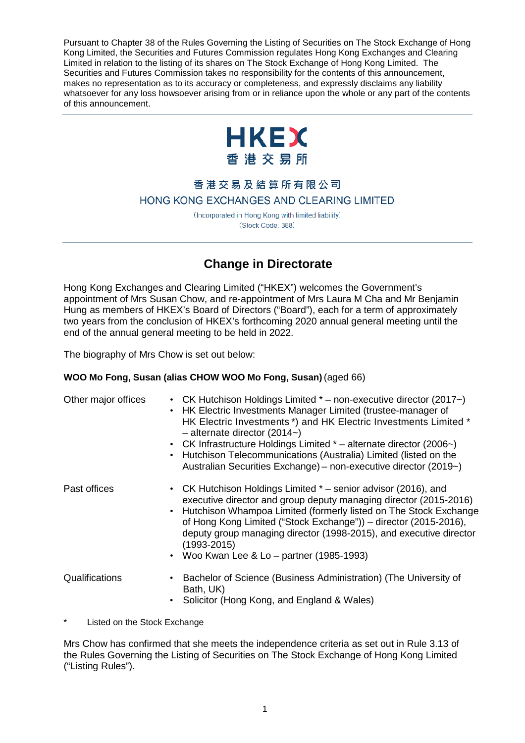Pursuant to Chapter 38 of the Rules Governing the Listing of Securities on The Stock Exchange of Hong Kong Limited, the Securities and Futures Commission regulates Hong Kong Exchanges and Clearing Limited in relation to the listing of its shares on The Stock Exchange of Hong Kong Limited. The Securities and Futures Commission takes no responsibility for the contents of this announcement, makes no representation as to its accuracy or completeness, and expressly disclaims any liability whatsoever for any loss howsoever arising from or in reliance upon the whole or any part of the contents of this announcement.

---

HKEX
香港交易所

香港交易及結算所有限公司
HONG KONG EXCHANGES AND CLEARING LIMITED

(Incorporated in Hong Kong with limited liability)
(Stock Code: 388)

---

# Change in Directorate

Hong Kong Exchanges and Clearing Limited ("HKEX") welcomes the Government's appointment of Mrs Susan Chow, and re-appointment of Mrs Laura M Cha and Mr Benjamin Hung as members of HKEX's Board of Directors ("Board"), each for a term of approximately two years from the conclusion of HKEX's forthcoming 2020 annual general meeting until the end of the annual general meeting to be held in 2022.

The biography of Mrs Chow is set out below:

**WOO Mo Fong, Susan (alias CHOW WOO Mo Fong, Susan)** (aged 66)

| | |
|---|---|
| Other major offices | • CK Hutchison Holdings Limited * – non-executive director (2017~)<br>• HK Electric Investments Manager Limited (trustee-manager of HK Electric Investments *) and HK Electric Investments Limited * – alternate director (2014~)<br>• CK Infrastructure Holdings Limited * – alternate director (2006~)<br>• Hutchison Telecommunications (Australia) Limited (listed on the Australian Securities Exchange) – non-executive director (2019~) |
| Past offices | • CK Hutchison Holdings Limited * – senior advisor (2016), and executive director and group deputy managing director (2015-2016)<br>• Hutchison Whampoa Limited (formerly listed on The Stock Exchange of Hong Kong Limited ("Stock Exchange")) – director (2015-2016), deputy group managing director (1998-2015), and executive director (1993-2015)<br>• Woo Kwan Lee & Lo – partner (1985-1993) |
| Qualifications | • Bachelor of Science (Business Administration) (The University of Bath, UK)<br>• Solicitor (Hong Kong, and England & Wales) |

\* Listed on the Stock Exchange

Mrs Chow has confirmed that she meets the independence criteria as set out in Rule 3.13 of the Rules Governing the Listing of Securities on The Stock Exchange of Hong Kong Limited ("Listing Rules").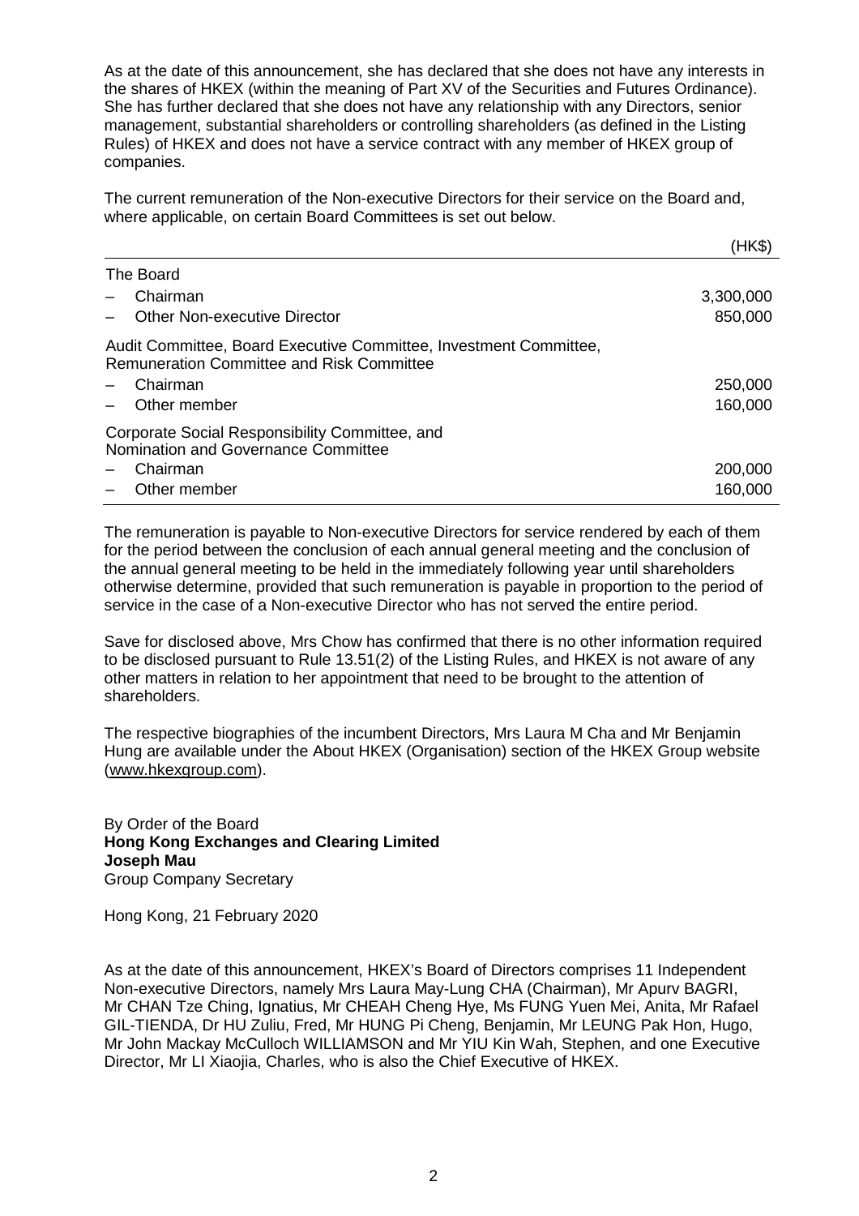As at the date of this announcement, she has declared that she does not have any interests in the shares of HKEX (within the meaning of Part XV of the Securities and Futures Ordinance). She has further declared that she does not have any relationship with any Directors, senior management, substantial shareholders or controlling shareholders (as defined in the Listing Rules) of HKEX and does not have a service contract with any member of HKEX group of companies.

The current remuneration of the Non-executive Directors for their service on the Board and, where applicable, on certain Board Committees is set out below.

| | (HK$) |
|---|---|
| The Board | |
| – Chairman | 3,300,000 |
| – Other Non-executive Director | 850,000 |
| Audit Committee, Board Executive Committee, Investment Committee, Remuneration Committee and Risk Committee | |
| – Chairman | 250,000 |
| – Other member | 160,000 |
| Corporate Social Responsibility Committee, and Nomination and Governance Committee | |
| – Chairman | 200,000 |
| – Other member | 160,000 |

The remuneration is payable to Non-executive Directors for service rendered by each of them for the period between the conclusion of each annual general meeting and the conclusion of the annual general meeting to be held in the immediately following year until shareholders otherwise determine, provided that such remuneration is payable in proportion to the period of service in the case of a Non-executive Director who has not served the entire period.

Save for disclosed above, Mrs Chow has confirmed that there is no other information required to be disclosed pursuant to Rule 13.51(2) of the Listing Rules, and HKEX is not aware of any other matters in relation to her appointment that need to be brought to the attention of shareholders.

The respective biographies of the incumbent Directors, Mrs Laura M Cha and Mr Benjamin Hung are available under the About HKEX (Organisation) section of the HKEX Group website (www.hkexgroup.com).

By Order of the Board
**Hong Kong Exchanges and Clearing Limited**
**Joseph Mau**
Group Company Secretary

Hong Kong, 21 February 2020

As at the date of this announcement, HKEX's Board of Directors comprises 11 Independent Non-executive Directors, namely Mrs Laura May-Lung CHA (Chairman), Mr Apurv BAGRI, Mr CHAN Tze Ching, Ignatius, Mr CHEAH Cheng Hye, Ms FUNG Yuen Mei, Anita, Mr Rafael GIL-TIENDA, Dr HU Zuliu, Fred, Mr HUNG Pi Cheng, Benjamin, Mr LEUNG Pak Hon, Hugo, Mr John Mackay McCulloch WILLIAMSON and Mr YIU Kin Wah, Stephen, and one Executive Director, Mr LI Xiaojia, Charles, who is also the Chief Executive of HKEX.